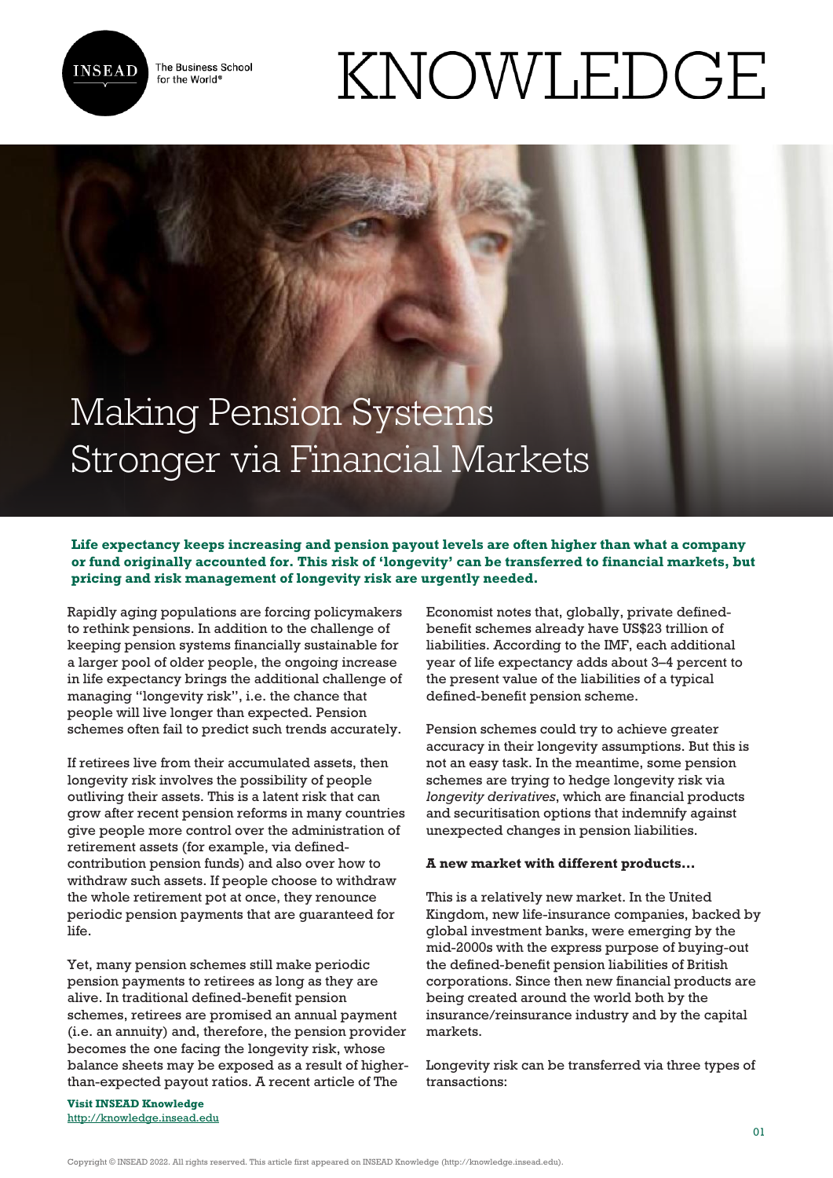# Making Pension Systems Stronger via Financial Markets

**Life expectancy keeps increasing and pension payout levels are often higher than what a company or fund originally accounted for. This risk of 'longevity' can be transferred to financial markets, but pricing and risk management of longevity risk are urgently needed.**

Rapidly aging populations are forcing policymakers to rethink pensions. In addition to the challenge of keeping pension systems financially sustainable for a larger pool of older people, the ongoing increase in life expectancy brings the additional challenge of managing "longevity risk", i.e. the chance that people will live longer than expected. Pension schemes often fail to predict such trends accurately.

If retirees live from their accumulated assets, then longevity risk involves the possibility of people outliving their assets. This is a latent risk that can grow after recent pension reforms in many countries give people more control over the administration of retirement assets (for example, via defined-contribution pension funds) and also over how to withdraw such assets. If people choose to withdraw the whole retirement pot at once, they renounce periodic pension payments that are guaranteed for life.

Yet, many pension schemes still make periodic pension payments to retirees as long as they are alive. In traditional defined-benefit pension schemes, retirees are promised an annual payment (i.e. an annuity) and, therefore, the pension provider becomes the one facing the longevity risk, whose balance sheets may be exposed as a result of higher-than-expected payout ratios. A recent article of The Economist notes that, globally, private defined-benefit schemes already have US$23 trillion of liabilities. According to the IMF, each additional year of life expectancy adds about 3–4 percent to the present value of the liabilities of a typical defined-benefit pension scheme.

Pension schemes could try to achieve greater accuracy in their longevity assumptions. But this is not an easy task. In the meantime, some pension schemes are trying to hedge longevity risk via *longevity derivatives*, which are financial products and securitisation options that indemnify against unexpected changes in pension liabilities.

**A new market with different products…**

This is a relatively new market. In the United Kingdom, new life-insurance companies, backed by global investment banks, were emerging by the mid-2000s with the express purpose of buying-out the defined-benefit pension liabilities of British corporations. Since then new financial products are being created around the world both by the insurance/reinsurance industry and by the capital markets.

Longevity risk can be transferred via three types of transactions: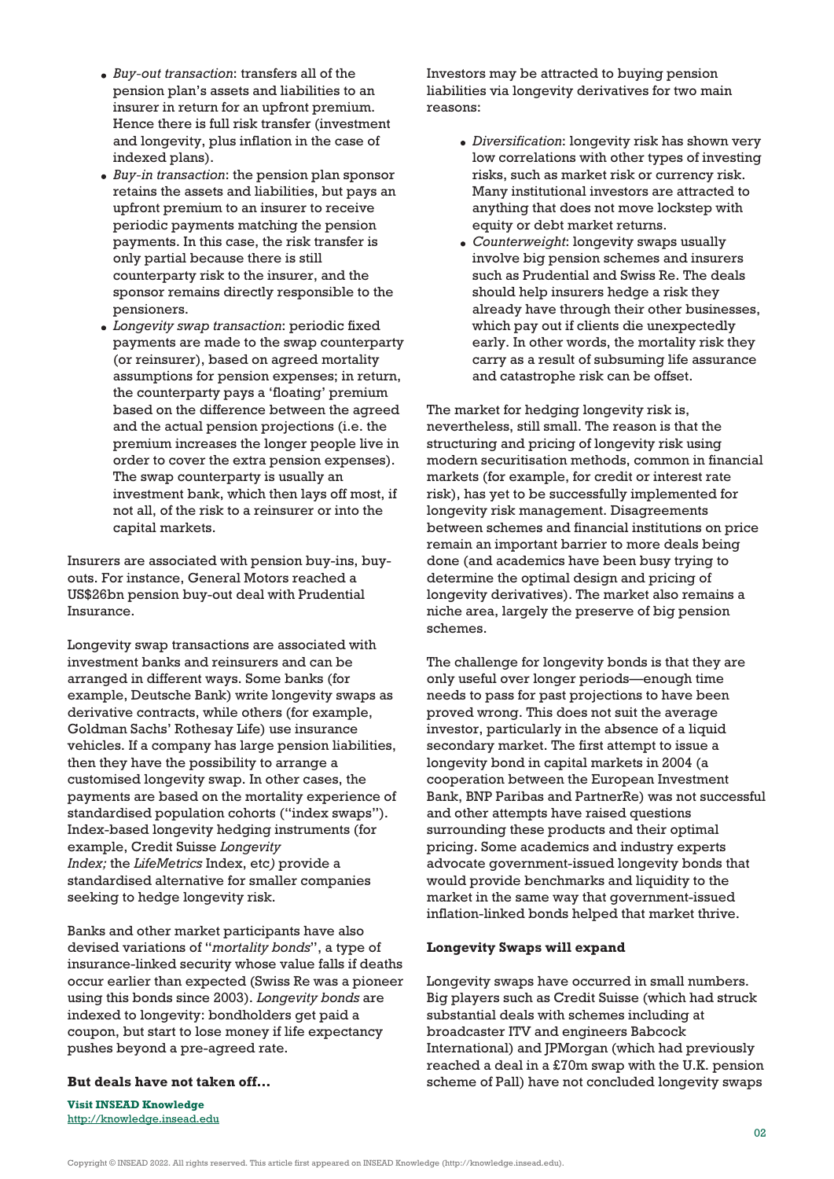- *Buy-out transaction*: transfers all of the pension plan's assets and liabilities to an insurer in return for an upfront premium. Hence there is full risk transfer (investment and longevity, plus inflation in the case of indexed plans).
- *Buy-in transaction*: the pension plan sponsor retains the assets and liabilities, but pays an upfront premium to an insurer to receive periodic payments matching the pension payments. In this case, the risk transfer is only partial because there is still counterparty risk to the insurer, and the sponsor remains directly responsible to the pensioners.
- *Longevity swap transaction*: periodic fixed payments are made to the swap counterparty (or reinsurer), based on agreed mortality assumptions for pension expenses; in return, the counterparty pays a 'floating' premium based on the difference between the agreed and the actual pension projections (i.e. the premium increases the longer people live in order to cover the extra pension expenses). The swap counterparty is usually an investment bank, which then lays off most, if not all, of the risk to a reinsurer or into the capital markets.

Insurers are associated with pension buy-ins, buy-outs. For instance, General Motors reached a US$26bn pension buy-out deal with Prudential Insurance.

Longevity swap transactions are associated with investment banks and reinsurers and can be arranged in different ways. Some banks (for example, Deutsche Bank) write longevity swaps as derivative contracts, while others (for example, Goldman Sachs' Rothesay Life) use insurance vehicles. If a company has large pension liabilities, then they have the possibility to arrange a customised longevity swap. In other cases, the payments are based on the mortality experience of standardised population cohorts ("index swaps"). Index-based longevity hedging instruments (for example, Credit Suisse *Longevity Index;* the *LifeMetrics* Index, etc) provide a standardised alternative for smaller companies seeking to hedge longevity risk.

Banks and other market participants have also devised variations of "*mortality bonds*", a type of insurance-linked security whose value falls if deaths occur earlier than expected (Swiss Re was a pioneer using this bonds since 2003). *Longevity bonds* are indexed to longevity: bondholders get paid a coupon, but start to lose money if life expectancy pushes beyond a pre-agreed rate.

**But deals have not taken off…**

Investors may be attracted to buying pension liabilities via longevity derivatives for two main reasons:

- *Diversification*: longevity risk has shown very low correlations with other types of investing risks, such as market risk or currency risk. Many institutional investors are attracted to anything that does not move lockstep with equity or debt market returns.
- *Counterweight*: longevity swaps usually involve big pension schemes and insurers such as Prudential and Swiss Re. The deals should help insurers hedge a risk they already have through their other businesses, which pay out if clients die unexpectedly early. In other words, the mortality risk they carry as a result of subsuming life assurance and catastrophe risk can be offset.

The market for hedging longevity risk is, nevertheless, still small. The reason is that the structuring and pricing of longevity risk using modern securitisation methods, common in financial markets (for example, for credit or interest rate risk), has yet to be successfully implemented for longevity risk management. Disagreements between schemes and financial institutions on price remain an important barrier to more deals being done (and academics have been busy trying to determine the optimal design and pricing of longevity derivatives). The market also remains a niche area, largely the preserve of big pension schemes.

The challenge for longevity bonds is that they are only useful over longer periods—enough time needs to pass for past projections to have been proved wrong. This does not suit the average investor, particularly in the absence of a liquid secondary market. The first attempt to issue a longevity bond in capital markets in 2004 (a cooperation between the European Investment Bank, BNP Paribas and PartnerRe) was not successful and other attempts have raised questions surrounding these products and their optimal pricing. Some academics and industry experts advocate government-issued longevity bonds that would provide benchmarks and liquidity to the market in the same way that government-issued inflation-linked bonds helped that market thrive.

**Longevity Swaps will expand**

Longevity swaps have occurred in small numbers. Big players such as Credit Suisse (which had struck substantial deals with schemes including at broadcaster ITV and engineers Babcock International) and JPMorgan (which had previously reached a deal in a £70m swap with the U.K. pension scheme of Pall) have not concluded longevity swaps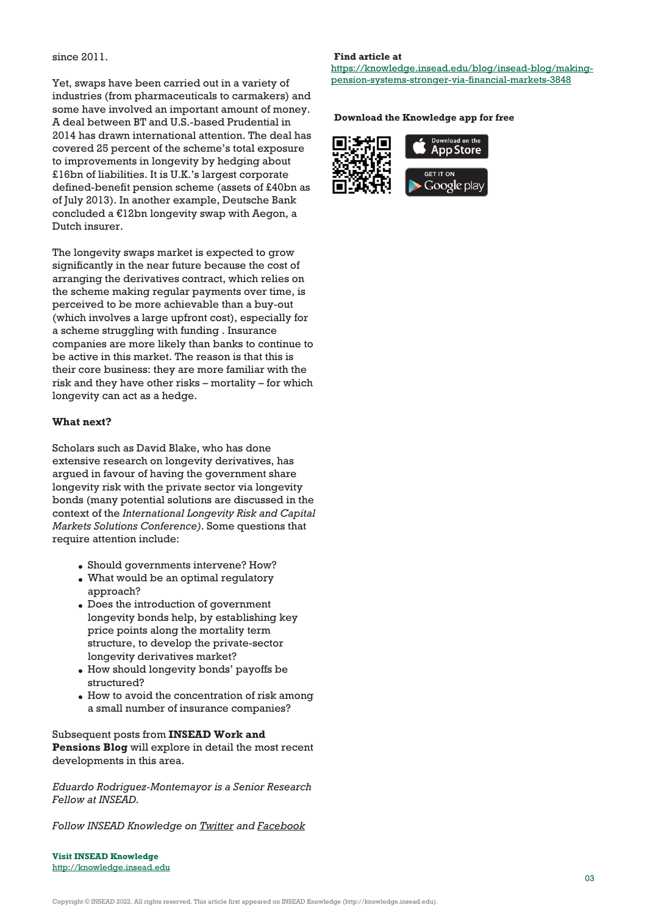since 2011.

Yet, swaps have been carried out in a variety of industries (from pharmaceuticals to carmakers) and some have involved an important amount of money. A deal between BT and U.S.-based Prudential in 2014 has drawn international attention. The deal has covered 25 percent of the scheme's total exposure to improvements in longevity by hedging about £16bn of liabilities. It is U.K.'s largest corporate defined-benefit pension scheme (assets of £40bn as of July 2013). In another example, Deutsche Bank concluded a €12bn longevity swap with Aegon, a Dutch insurer.

The longevity swaps market is expected to grow significantly in the near future because the cost of arranging the derivatives contract, which relies on the scheme making regular payments over time, is perceived to be more achievable than a buy-out (which involves a large upfront cost), especially for a scheme struggling with funding . Insurance companies are more likely than banks to continue to be active in this market. The reason is that this is their core business: they are more familiar with the risk and they have other risks – mortality – for which longevity can act as a hedge.

**What next?**

Scholars such as David Blake, who has done extensive research on longevity derivatives, has argued in favour of having the government share longevity risk with the private sector via longevity bonds (many potential solutions are discussed in the context of the *International Longevity Risk and Capital Markets Solutions Conference)*. Some questions that require attention include:

- Should governments intervene? How?
- What would be an optimal regulatory approach?
- Does the introduction of government longevity bonds help, by establishing key price points along the mortality term structure, to develop the private-sector longevity derivatives market?
- How should longevity bonds' payoffs be structured?
- How to avoid the concentration of risk among a small number of insurance companies?

Subsequent posts from **INSEAD Work and Pensions Blog** will explore in detail the most recent developments in this area.

*Eduardo Rodriguez-Montemayor is a Senior Research Fellow at INSEAD.*

*Follow INSEAD Knowledge on Twitter and Facebook*

**Visit INSEAD Knowledge**
http://knowledge.insead.edu

**Find article at**
https://knowledge.insead.edu/blog/insead-blog/making-pension-systems-stronger-via-financial-markets-3848

**Download the Knowledge app for free**

Copyright © INSEAD 2022. All rights reserved. This article first appeared on INSEAD Knowledge (http://knowledge.insead.edu).